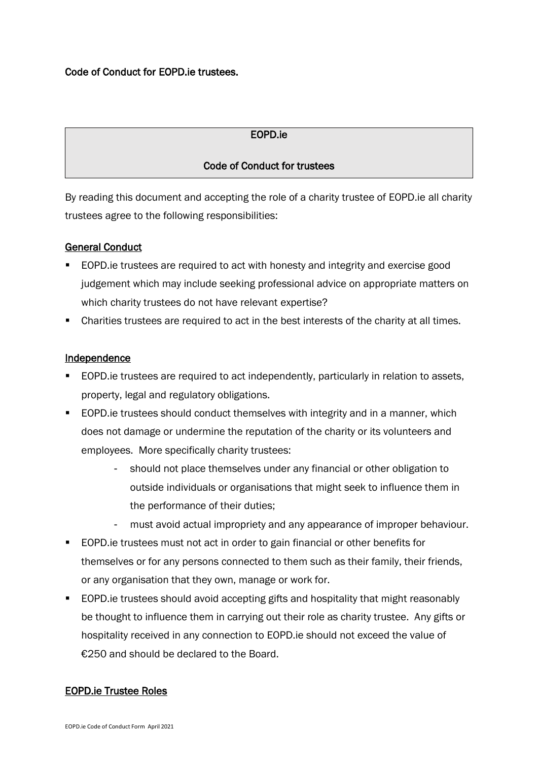Code of Conduct for EOPD.ie trustees.

## EOPD.ie

## Code of Conduct for trustees

By reading this document and accepting the role of a charity trustee of EOPD.ie all charity trustees agree to the following responsibilities:

### General Conduct

- EOPD.ie trustees are required to act with honesty and integrity and exercise good judgement which may include seeking professional advice on appropriate matters on which charity trustees do not have relevant expertise?
- Charities trustees are required to act in the best interests of the charity at all times.

### Independence

- EOPD.ie trustees are required to act independently, particularly in relation to assets, property, legal and regulatory obligations.
- EOPD.ie trustees should conduct themselves with integrity and in a manner, which does not damage or undermine the reputation of the charity or its volunteers and employees. More specifically charity trustees:
  - should not place themselves under any financial or other obligation to outside individuals or organisations that might seek to influence them in the performance of their duties;
  - must avoid actual impropriety and any appearance of improper behaviour.
- EOPD.ie trustees must not act in order to gain financial or other benefits for themselves or for any persons connected to them such as their family, their friends, or any organisation that they own, manage or work for.
- EOPD.ie trustees should avoid accepting gifts and hospitality that might reasonably be thought to influence them in carrying out their role as charity trustee. Any gifts or hospitality received in any connection to EOPD.ie should not exceed the value of €250 and should be declared to the Board.

### EOPD.ie Trustee Roles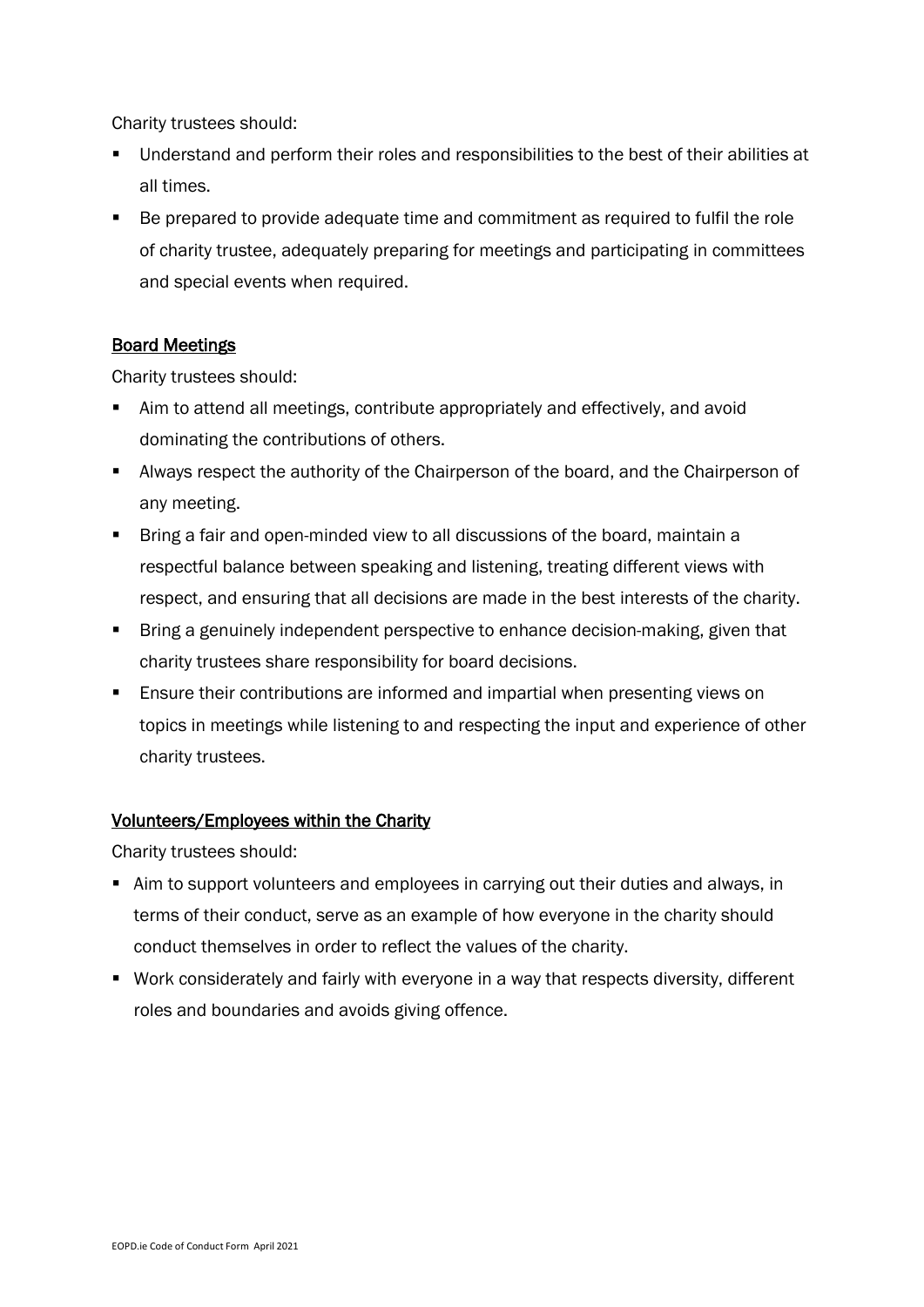Charity trustees should:

- Understand and perform their roles and responsibilities to the best of their abilities at all times.
- Be prepared to provide adequate time and commitment as required to fulfil the role of charity trustee, adequately preparing for meetings and participating in committees and special events when required.

## Board Meetings

Charity trustees should:

- Aim to attend all meetings, contribute appropriately and effectively, and avoid dominating the contributions of others.
- Always respect the authority of the Chairperson of the board, and the Chairperson of any meeting.
- Bring a fair and open-minded view to all discussions of the board, maintain a respectful balance between speaking and listening, treating different views with respect, and ensuring that all decisions are made in the best interests of the charity.
- Bring a genuinely independent perspective to enhance decision-making, given that charity trustees share responsibility for board decisions.
- Ensure their contributions are informed and impartial when presenting views on topics in meetings while listening to and respecting the input and experience of other charity trustees.

## Volunteers/Employees within the Charity

Charity trustees should:

- Aim to support volunteers and employees in carrying out their duties and always, in terms of their conduct, serve as an example of how everyone in the charity should conduct themselves in order to reflect the values of the charity.
- Work considerately and fairly with everyone in a way that respects diversity, different roles and boundaries and avoids giving offence.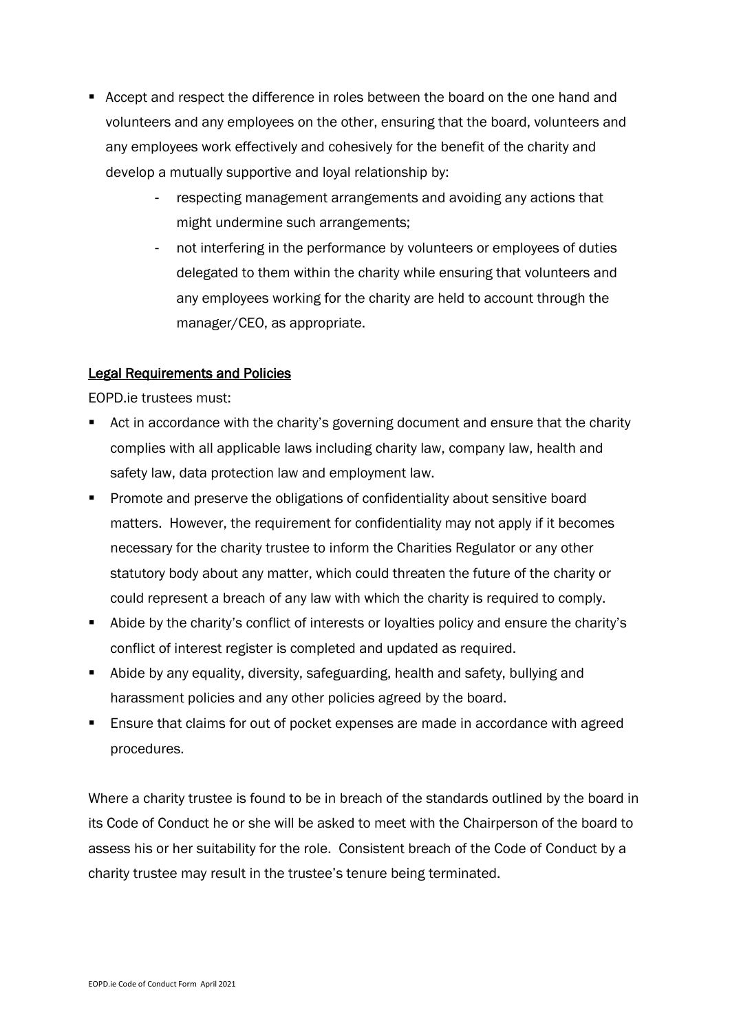- Accept and respect the difference in roles between the board on the one hand and volunteers and any employees on the other, ensuring that the board, volunteers and any employees work effectively and cohesively for the benefit of the charity and develop a mutually supportive and loyal relationship by:
    - respecting management arrangements and avoiding any actions that might undermine such arrangements;
    - not interfering in the performance by volunteers or employees of duties delegated to them within the charity while ensuring that volunteers and any employees working for the charity are held to account through the manager/CEO, as appropriate.

## Legal Requirements and Policies

EOPD.ie trustees must:

- Act in accordance with the charity's governing document and ensure that the charity complies with all applicable laws including charity law, company law, health and safety law, data protection law and employment law.
- Promote and preserve the obligations of confidentiality about sensitive board matters. However, the requirement for confidentiality may not apply if it becomes necessary for the charity trustee to inform the Charities Regulator or any other statutory body about any matter, which could threaten the future of the charity or could represent a breach of any law with which the charity is required to comply.
- Abide by the charity's conflict of interests or loyalties policy and ensure the charity's conflict of interest register is completed and updated as required.
- Abide by any equality, diversity, safeguarding, health and safety, bullying and harassment policies and any other policies agreed by the board.
- Ensure that claims for out of pocket expenses are made in accordance with agreed procedures.

Where a charity trustee is found to be in breach of the standards outlined by the board in its Code of Conduct he or she will be asked to meet with the Chairperson of the board to assess his or her suitability for the role. Consistent breach of the Code of Conduct by a charity trustee may result in the trustee's tenure being terminated.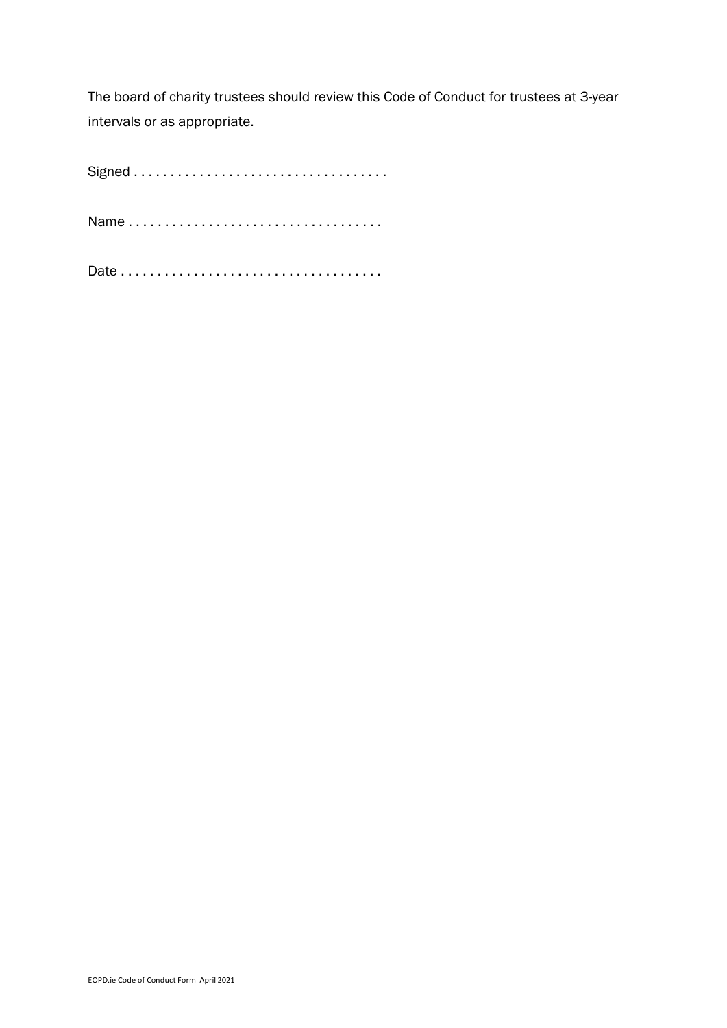The board of charity trustees should review this Code of Conduct for trustees at 3-year intervals or as appropriate.

Signed . . . . . . . . . . . . . . . . . . . . . . . . . . . . . . . . . . .

Name . . . . . . . . . . . . . . . . . . . . . . . . . . . . . . . . . . .

Date . . . . . . . . . . . . . . . . . . . . . . . . . . . . . . . . . . .